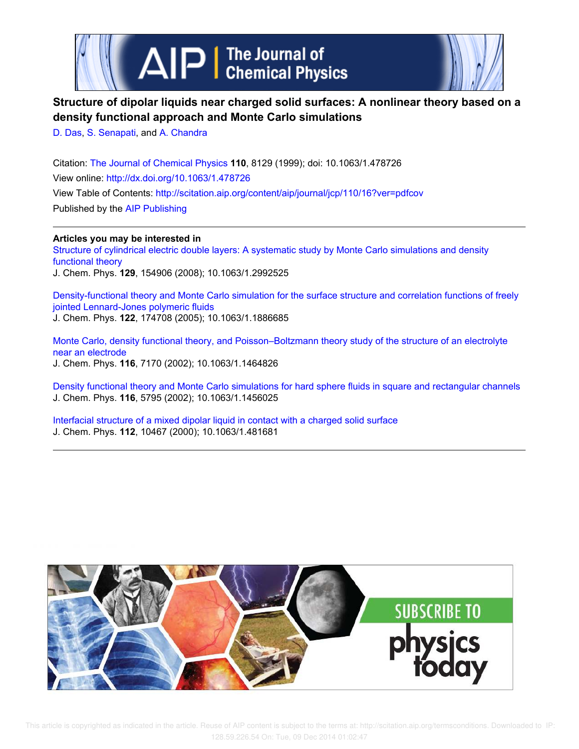# Structure of dipolar liquids near charged solid surfaces: A nonlinear theory based on a density functional approach and Monte Carlo simulations

D. Das, S. Senapati, and A. Chandra

Citation: The Journal of Chemical Physics **110**, 8129 (1999); doi: 10.1063/1.478726

View online: http://dx.doi.org/10.1063/1.478726

View Table of Contents: http://scitation.aip.org/content/aip/journal/jcp/110/16?ver=pdfcov

Published by the AIP Publishing

**Articles you may be interested in**

Structure of cylindrical electric double layers: A systematic study by Monte Carlo simulations and density functional theory

J. Chem. Phys. **129**, 154906 (2008); 10.1063/1.2992525

Density-functional theory and Monte Carlo simulation for the surface structure and correlation functions of freely jointed Lennard-Jones polymeric fluids

J. Chem. Phys. **122**, 174708 (2005); 10.1063/1.1886685

Monte Carlo, density functional theory, and Poisson–Boltzmann theory study of the structure of an electrolyte near an electrode

J. Chem. Phys. **116**, 7170 (2002); 10.1063/1.1464826

Density functional theory and Monte Carlo simulations for hard sphere fluids in square and rectangular channels

J. Chem. Phys. **116**, 5795 (2002); 10.1063/1.1456025

Interfacial structure of a mixed dipolar liquid in contact with a charged solid surface

J. Chem. Phys. **112**, 10467 (2000); 10.1063/1.481681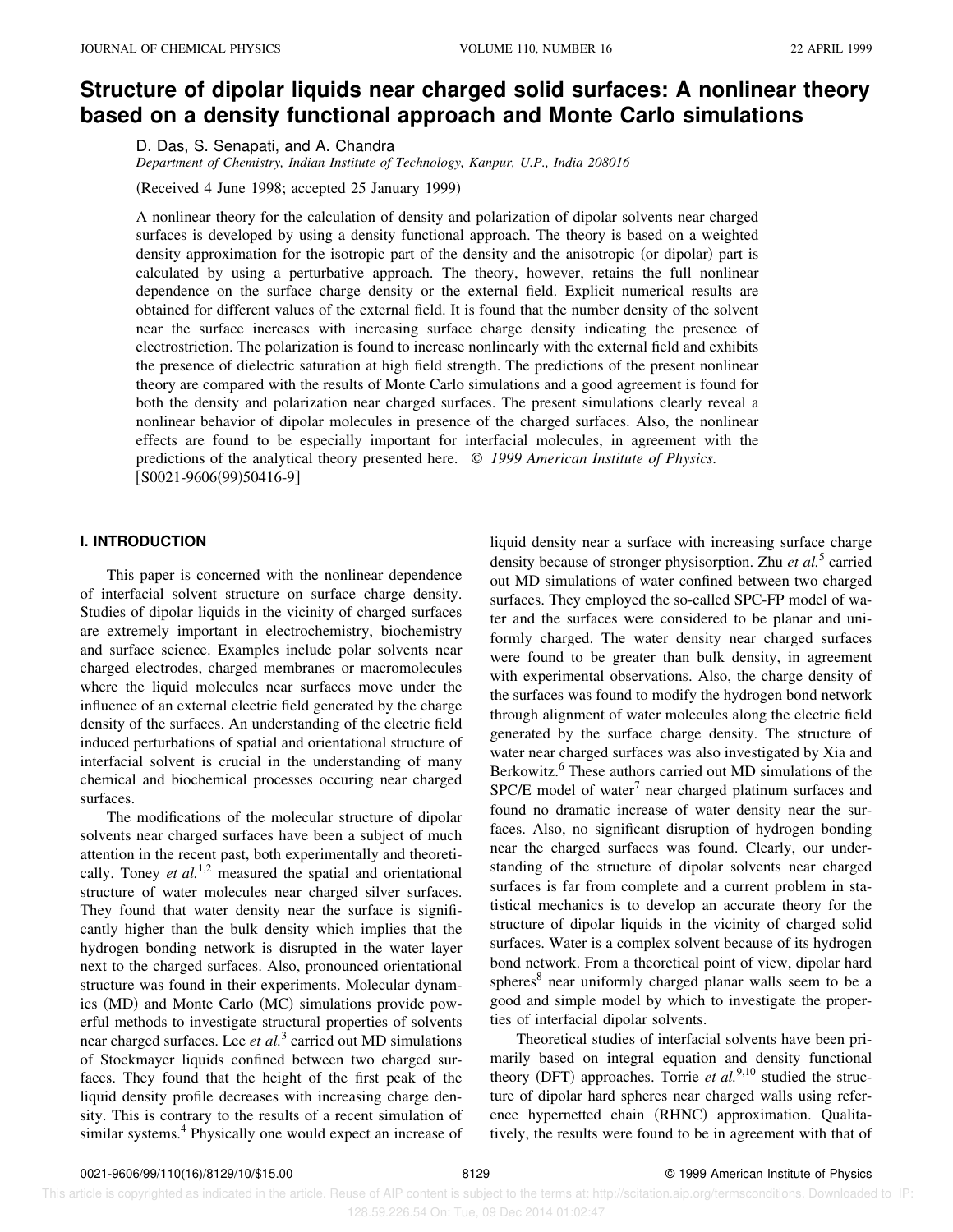# Structure of dipolar liquids near charged solid surfaces: A nonlinear theory based on a density functional approach and Monte Carlo simulations

D. Das, S. Senapati, and A. Chandra

*Department of Chemistry, Indian Institute of Technology, Kanpur, U.P., India 208016*

(Received 4 June 1998; accepted 25 January 1999)

A nonlinear theory for the calculation of density and polarization of dipolar solvents near charged surfaces is developed by using a density functional approach. The theory is based on a weighted density approximation for the isotropic part of the density and the anisotropic (or dipolar) part is calculated by using a perturbative approach. The theory, however, retains the full nonlinear dependence on the surface charge density or the external field. Explicit numerical results are obtained for different values of the external field. It is found that the number density of the solvent near the surface increases with increasing surface charge density indicating the presence of electrostriction. The polarization is found to increase nonlinearly with the external field and exhibits the presence of dielectric saturation at high field strength. The predictions of the present nonlinear theory are compared with the results of Monte Carlo simulations and a good agreement is found for both the density and polarization near charged surfaces. The present simulations clearly reveal a nonlinear behavior of dipolar molecules in presence of the charged surfaces. Also, the nonlinear effects are found to be especially important for interfacial molecules, in agreement with the predictions of the analytical theory presented here. © *1999 American Institute of Physics.* [S0021-9606(99)50416-9]

## I. INTRODUCTION

This paper is concerned with the nonlinear dependence of interfacial solvent structure on surface charge density. Studies of dipolar liquids in the vicinity of charged surfaces are extremely important in electrochemistry, biochemistry and surface science. Examples include polar solvents near charged electrodes, charged membranes or macromolecules where the liquid molecules near surfaces move under the influence of an external electric field generated by the charge density of the surfaces. An understanding of the electric field induced perturbations of spatial and orientational structure of interfacial solvent is crucial in the understanding of many chemical and biochemical processes occuring near charged surfaces.

The modifications of the molecular structure of dipolar solvents near charged surfaces have been a subject of much attention in the recent past, both experimentally and theoretically. Toney *et al.*[1,2] measured the spatial and orientational structure of water molecules near charged silver surfaces. They found that water density near the surface is significantly higher than the bulk density which implies that the hydrogen bonding network is disrupted in the water layer next to the charged surfaces. Also, pronounced orientational structure was found in their experiments. Molecular dynamics (MD) and Monte Carlo (MC) simulations provide powerful methods to investigate structural properties of solvents near charged surfaces. Lee *et al.*[3] carried out MD simulations of Stockmayer liquids confined between two charged surfaces. They found that the height of the first peak of the liquid density profile decreases with increasing charge density. This is contrary to the results of a recent simulation of similar systems.[4] Physically one would expect an increase of liquid density near a surface with increasing surface charge density because of stronger physisorption. Zhu *et al.*[5] carried out MD simulations of water confined between two charged surfaces. They employed the so-called SPC-FP model of water and the surfaces were considered to be planar and uniformly charged. The water density near charged surfaces were found to be greater than bulk density, in agreement with experimental observations. Also, the charge density of the surfaces was found to modify the hydrogen bond network through alignment of water molecules along the electric field generated by the surface charge density. The structure of water near charged surfaces was also investigated by Xia and Berkowitz.[6] These authors carried out MD simulations of the SPC/E model of water[7] near charged platinum surfaces and found no dramatic increase of water density near the surfaces. Also, no significant disruption of hydrogen bonding near the charged surfaces was found. Clearly, our understanding of the structure of dipolar solvents near charged surfaces is far from complete and a current problem in statistical mechanics is to develop an accurate theory for the structure of dipolar liquids in the vicinity of charged solid surfaces. Water is a complex solvent because of its hydrogen bond network. From a theoretical point of view, dipolar hard spheres[8] near uniformly charged planar walls seem to be a good and simple model by which to investigate the properties of interfacial dipolar solvents.

Theoretical studies of interfacial solvents have been primarily based on integral equation and density functional theory (DFT) approaches. Torrie *et al.*[9,10] studied the structure of dipolar hard spheres near charged walls using reference hypernetted chain (RHNC) approximation. Qualitatively, the results were found to be in agreement with that of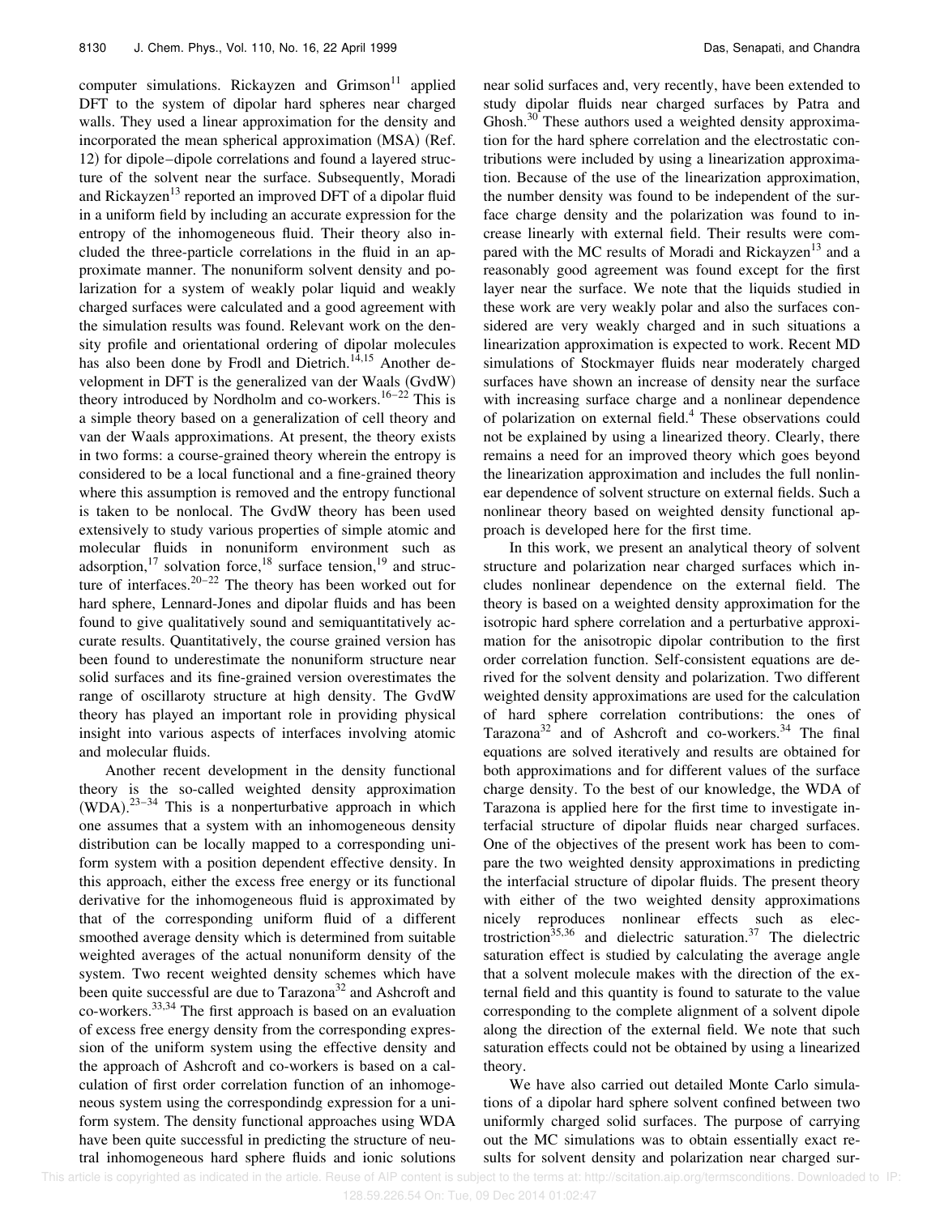computer simulations. Rickayzen and Grimson[11] applied DFT to the system of dipolar hard spheres near charged walls. They used a linear approximation for the density and incorporated the mean spherical approximation (MSA) (Ref. 12) for dipole–dipole correlations and found a layered structure of the solvent near the surface. Subsequently, Moradi and Rickayzen[13] reported an improved DFT of a dipolar fluid in a uniform field by including an accurate expression for the entropy of the inhomogeneous fluid. Their theory also included the three-particle correlations in the fluid in an approximate manner. The nonuniform solvent density and polarization for a system of weakly polar liquid and weakly charged surfaces were calculated and a good agreement with the simulation results was found. Relevant work on the density profile and orientational ordering of dipolar molecules has also been done by Frodl and Dietrich.[14,15] Another development in DFT is the generalized van der Waals (GvdW) theory introduced by Nordholm and co-workers.[16–22] This is a simple theory based on a generalization of cell theory and van der Waals approximations. At present, the theory exists in two forms: a course-grained theory wherein the entropy is considered to be a local functional and a fine-grained theory where this assumption is removed and the entropy functional is taken to be nonlocal. The GvdW theory has been used extensively to study various properties of simple atomic and molecular fluids in nonuniform environment such as adsorption,[17] solvation force,[18] surface tension,[19] and structure of interfaces.[20–22] The theory has been worked out for hard sphere, Lennard-Jones and dipolar fluids and has been found to give qualitatively sound and semiquantitatively accurate results. Quantitatively, the course grained version has been found to underestimate the nonuniform structure near solid surfaces and its fine-grained version overestimates the range of oscillaroty structure at high density. The GvdW theory has played an important role in providing physical insight into various aspects of interfaces involving atomic and molecular fluids.

Another recent development in the density functional theory is the so-called weighted density approximation (WDA).[23–34] This is a nonperturbative approach in which one assumes that a system with an inhomogeneous density distribution can be locally mapped to a corresponding uniform system with a position dependent effective density. In this approach, either the excess free energy or its functional derivative for the inhomogeneous fluid is approximated by that of the corresponding uniform fluid of a different smoothed average density which is determined from suitable weighted averages of the actual nonuniform density of the system. Two recent weighted density schemes which have been quite successful are due to Tarazona[32] and Ashcroft and co-workers.[33,34] The first approach is based on an evaluation of excess free energy density from the corresponding expression of the uniform system using the effective density and the approach of Ashcroft and co-workers is based on a calculation of first order correlation function of an inhomogeneous system using the correspondindg expression for a uniform system. The density functional approaches using WDA have been quite successful in predicting the structure of neutral inhomogeneous hard sphere fluids and ionic solutions near solid surfaces and, very recently, have been extended to study dipolar fluids near charged surfaces by Patra and Ghosh.[30] These authors used a weighted density approximation for the hard sphere correlation and the electrostatic contributions were included by using a linearization approximation. Because of the use of the linearization approximation, the number density was found to be independent of the surface charge density and the polarization was found to increase linearly with external field. Their results were compared with the MC results of Moradi and Rickayzen[13] and a reasonably good agreement was found except for the first layer near the surface. We note that the liquids studied in these work are very weakly polar and also the surfaces considered are very weakly charged and in such situations a linearization approximation is expected to work. Recent MD simulations of Stockmayer fluids near moderately charged surfaces have shown an increase of density near the surface with increasing surface charge and a nonlinear dependence of polarization on external field.[4] These observations could not be explained by using a linearized theory. Clearly, there remains a need for an improved theory which goes beyond the linearization approximation and includes the full nonlinear dependence of solvent structure on external fields. Such a nonlinear theory based on weighted density functional approach is developed here for the first time.

In this work, we present an analytical theory of solvent structure and polarization near charged surfaces which includes nonlinear dependence on the external field. The theory is based on a weighted density approximation for the isotropic hard sphere correlation and a perturbative approximation for the anisotropic dipolar contribution to the first order correlation function. Self-consistent equations are derived for the solvent density and polarization. Two different weighted density approximations are used for the calculation of hard sphere correlation contributions: the ones of Tarazona[32] and of Ashcroft and co-workers.[34] The final equations are solved iteratively and results are obtained for both approximations and for different values of the surface charge density. To the best of our knowledge, the WDA of Tarazona is applied here for the first time to investigate interfacial structure of dipolar fluids near charged surfaces. One of the objectives of the present work has been to compare the two weighted density approximations in predicting the interfacial structure of dipolar fluids. The present theory with either of the two weighted density approximations nicely reproduces nonlinear effects such as electrostriction[35,36] and dielectric saturation.[37] The dielectric saturation effect is studied by calculating the average angle that a solvent molecule makes with the direction of the external field and this quantity is found to saturate to the value corresponding to the complete alignment of a solvent dipole along the direction of the external field. We note that such saturation effects could not be obtained by using a linearized theory.

We have also carried out detailed Monte Carlo simulations of a dipolar hard sphere solvent confined between two uniformly charged solid surfaces. The purpose of carrying out the MC simulations was to obtain essentially exact results for solvent density and polarization near charged sur-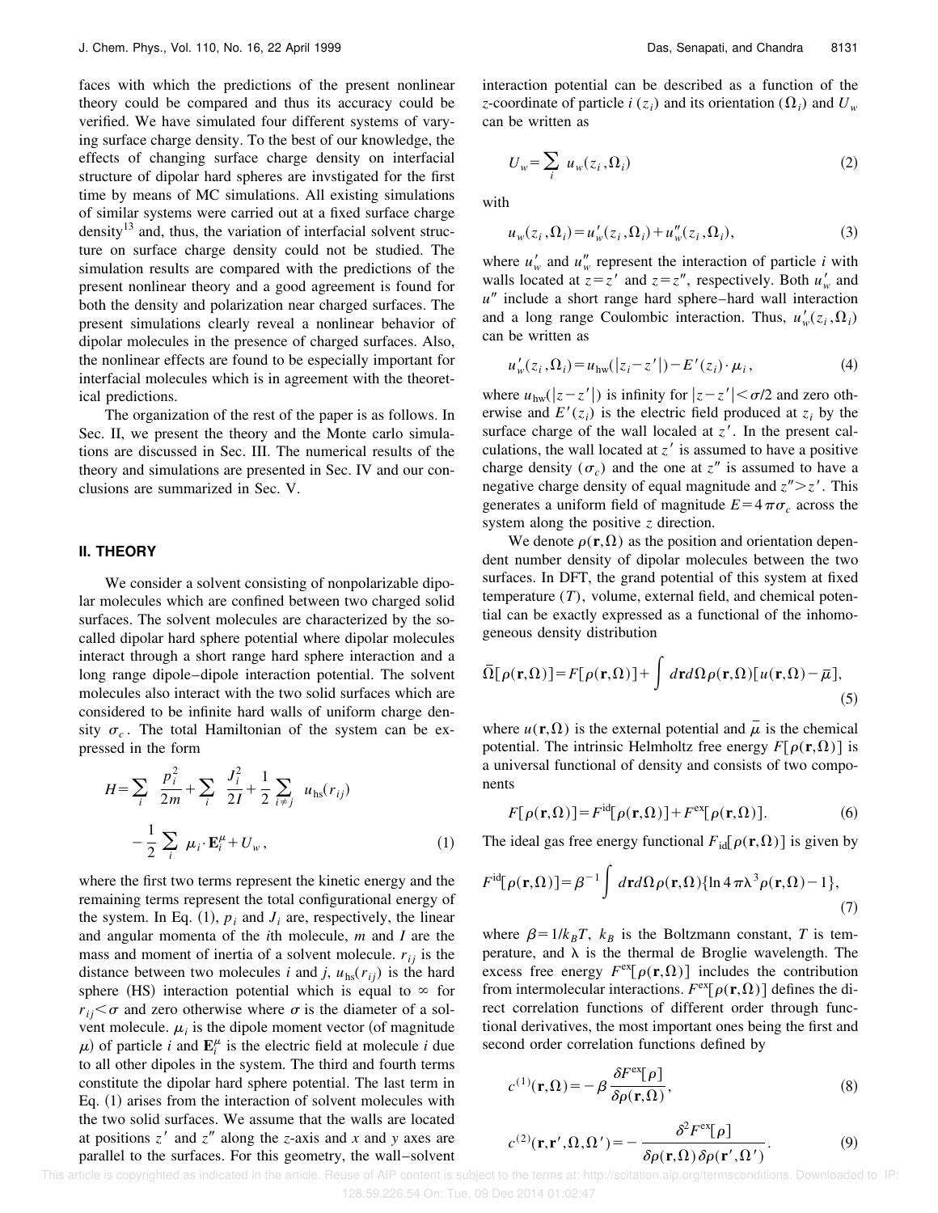faces with which the predictions of the present nonlinear theory could be compared and thus its accuracy could be verified. We have simulated four different systems of varying surface charge density. To the best of our knowledge, the effects of changing surface charge density on interfacial structure of dipolar hard spheres are invstigated for the first time by means of MC simulations. All existing simulations of similar systems were carried out at a fixed surface charge density[13] and, thus, the variation of interfacial solvent structure on surface charge density could not be studied. The simulation results are compared with the predictions of the present nonlinear theory and a good agreement is found for both the density and polarization near charged surfaces. The present simulations clearly reveal a nonlinear behavior of dipolar molecules in the presence of charged surfaces. Also, the nonlinear effects are found to be especially important for interfacial molecules which is in agreement with the theoretical predictions.

The organization of the rest of the paper is as follows. In Sec. II, we present the theory and the Monte carlo simulations are discussed in Sec. III. The numerical results of the theory and simulations are presented in Sec. IV and our conclusions are summarized in Sec. V.

## II. THEORY

We consider a solvent consisting of nonpolarizable dipolar molecules which are confined between two charged solid surfaces. The solvent molecules are characterized by the so-called dipolar hard sphere potential where dipolar molecules interact through a short range hard sphere interaction and a long range dipole–dipole interaction potential. The solvent molecules also interact with the two solid surfaces which are considered to be infinite hard walls of uniform charge density $\sigma_c$. The total Hamiltonian of the system can be expressed in the form

$$H=\sum_i \frac{p_i^2}{2m}+\sum_i \frac{J_i^2}{2I}+\frac{1}{2}\sum_{i\neq j} u_{\rm hs}(r_{ij}) -\frac{1}{2}\sum_i \mu_i\cdot \mathbf{E}_i^{\mu}+U_w, \tag{1}$$

where the first two terms represent the kinetic energy and the remaining terms represent the total configurational energy of the system. In Eq. (1), $p_i$ and $J_i$ are, respectively, the linear and angular momenta of the $i$th molecule, $m$ and $I$ are the mass and moment of inertia of a solvent molecule. $r_{ij}$ is the distance between two molecules $i$ and $j$, $u_{\rm hs}(r_{ij})$ is the hard sphere (HS) interaction potential which is equal to $\infty$ for $r_{ij}<\sigma$ and zero otherwise where $\sigma$ is the diameter of a solvent molecule. $\mu_i$ is the dipole moment vector (of magnitude $\mu$) of particle $i$ and $\mathbf{E}_i^{\mu}$ is the electric field at molecule $i$ due to all other dipoles in the system. The third and fourth terms constitute the dipolar hard sphere potential. The last term in Eq. (1) arises from the interaction of solvent molecules with the two solid surfaces. We assume that the walls are located at positions $z'$ and $z''$ along the $z$-axis and $x$ and $y$ axes are parallel to the surfaces. For this geometry, the wall–solvent interaction potential can be described as a function of the $z$-coordinate of particle $i$ ($z_i$) and its orientation ($\Omega_i$) and $U_w$ can be written as

$$U_w=\sum_i u_w(z_i,\Omega_i) \tag{2}$$

with

$$u_w(z_i,\Omega_i)=u_w'(z_i,\Omega_i)+u_w''(z_i,\Omega_i), \tag{3}$$

where $u_w'$ and $u_w''$ represent the interaction of particle $i$ with walls located at $z=z'$ and $z=z''$, respectively. Both $u_w'$ and $u''$ include a short range hard sphere–hard wall interaction and a long range Coulombic interaction. Thus, $u_w'(z_i,\Omega_i)$ can be written as

$$u_w'(z_i,\Omega_i)=u_{\rm hw}(|z_i-z'|)-E'(z_i)\cdot\mu_i, \tag{4}$$

where $u_{\rm hw}(|z-z'|)$ is infinity for $|z-z'|<\sigma/2$ and zero otherwise and $E'(z_i)$ is the electric field produced at $z_i$ by the surface charge of the wall localed at $z'$. In the present calculations, the wall located at $z'$ is assumed to have a positive charge density ($\sigma_c$) and the one at $z''$ is assumed to have a negative charge density of equal magnitude and $z''>z'$. This generates a uniform field of magnitude $E=4\pi\sigma_c$ across the system along the positive $z$ direction.

We denote $\rho(\mathbf{r},\Omega)$ as the position and orientation dependent number density of dipolar molecules between the two surfaces. In DFT, the grand potential of this system at fixed temperature ($T$), volume, external field, and chemical potential can be exactly expressed as a functional of the inhomogeneous density distribution

$$\bar{\Omega}[\rho(\mathbf{r},\Omega)]=F[\rho(\mathbf{r},\Omega)]+\int d\mathbf{r}d\Omega\,\rho(\mathbf{r},\Omega)[u(\mathbf{r},\Omega)-\bar{\mu}], \tag{5}$$

where $u(\mathbf{r},\Omega)$ is the external potential and $\bar{\mu}$ is the chemical potential. The intrinsic Helmholtz free energy $F[\rho(\mathbf{r},\Omega)]$ is a universal functional of density and consists of two components

$$F[\rho(\mathbf{r},\Omega)]=F^{\rm id}[\rho(\mathbf{r},\Omega)]+F^{\rm ex}[\rho(\mathbf{r},\Omega)]. \tag{6}$$

The ideal gas free energy functional $F_{\rm id}[\rho(\mathbf{r},\Omega)]$ is given by

$$F^{\rm id}[\rho(\mathbf{r},\Omega)]=\beta^{-1}\int d\mathbf{r}d\Omega\,\rho(\mathbf{r},\Omega)\{\ln 4\pi\lambda^3\rho(\mathbf{r},\Omega)-1\}, \tag{7}$$

where $\beta=1/k_BT$, $k_B$ is the Boltzmann constant, $T$ is temperature, and $\lambda$ is the thermal de Broglie wavelength. The excess free energy $F^{\rm ex}[\rho(\mathbf{r},\Omega)]$ includes the contribution from intermolecular interactions. $F^{\rm ex}[\rho(\mathbf{r},\Omega)]$ defines the direct correlation functions of different order through functional derivatives, the most important ones being the first and second order correlation functions defined by

$$c^{(1)}(\mathbf{r},\Omega)=-\beta\frac{\delta F^{\rm ex}[\rho]}{\delta\rho(\mathbf{r},\Omega)}, \tag{8}$$

$$c^{(2)}(\mathbf{r},\mathbf{r}',\Omega,\Omega')=-\frac{\delta^2 F^{\rm ex}[\rho]}{\delta\rho(\mathbf{r},\Omega)\,\delta\rho(\mathbf{r}',\Omega')}. \tag{9}$$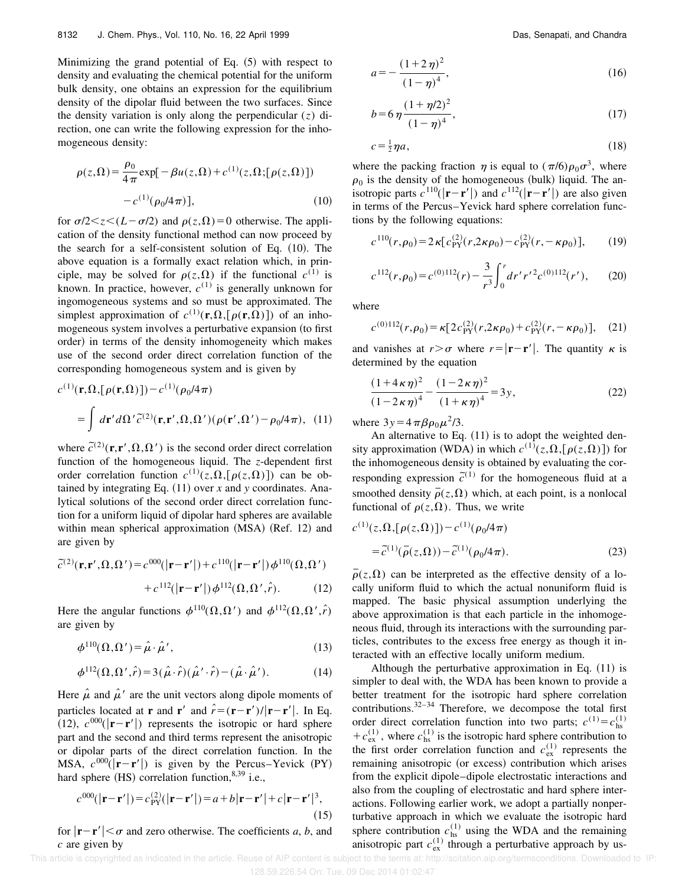Minimizing the grand potential of Eq. (5) with respect to density and evaluating the chemical potential for the uniform bulk density, one obtains an expression for the equilibrium density of the dipolar fluid between the two surfaces. Since the density variation is only along the perpendicular ($z$) direction, one can write the following expression for the inhomogeneous density:

$$\rho(z,\Omega) = \frac{\rho_0}{4\pi}\exp[-\beta u(z,\Omega) + c^{(1)}(z,\Omega;[\rho(z,\Omega)]) - c^{(1)}(\rho_0/4\pi)], \tag{10}$$

for $\sigma/2 < z < (L-\sigma/2)$ and $\rho(z,\Omega)=0$ otherwise. The application of the density functional method can now proceed by the search for a self-consistent solution of Eq. (10). The above equation is a formally exact relation which, in principle, may be solved for $\rho(z,\Omega)$ if the functional $c^{(1)}$ is known. In practice, however, $c^{(1)}$ is generally unknown for ingomogeneous systems and so must be approximated. The simplest approximation of $c^{(1)}(\mathbf{r},\Omega,[\rho(\mathbf{r},\Omega)])$ of an inhomogeneous system involves a perturbative expansion (to first order) in terms of the density inhomogeneity which makes use of the second order direct correlation function of the corresponding homogeneous system and is given by

$$c^{(1)}(\mathbf{r},\Omega,[\rho(\mathbf{r},\Omega)]) - c^{(1)}(\rho_0/4\pi) = \int d\mathbf{r}' d\Omega' \tilde{c}^{(2)}(\mathbf{r},\mathbf{r}',\Omega,\Omega')(\rho(\mathbf{r}',\Omega') - \rho_0/4\pi), \tag{11}$$

where $\tilde{c}^{(2)}(\mathbf{r},\mathbf{r}',\Omega,\Omega')$ is the second order direct correlation function of the homogeneous liquid. The $z$-dependent first order correlation function $c^{(1)}(z,\Omega,[\rho(z,\Omega)])$ can be obtained by integrating Eq. (11) over $x$ and $y$ coordinates. Analytical solutions of the second order direct correlation function for a uniform liquid of dipolar hard spheres are available within mean spherical approximation (MSA) (Ref. 12) and are given by

$$\tilde{c}^{(2)}(\mathbf{r},\mathbf{r}',\Omega,\Omega') = c^{000}(|\mathbf{r}-\mathbf{r}'|) + c^{110}(|\mathbf{r}-\mathbf{r}'|)\phi^{110}(\Omega,\Omega') + c^{112}(|\mathbf{r}-\mathbf{r}'|)\phi^{112}(\Omega,\Omega',\hat{r}). \tag{12}$$

Here the angular functions $\phi^{110}(\Omega,\Omega')$ and $\phi^{112}(\Omega,\Omega',\hat{r})$ are given by

$$\phi^{110}(\Omega,\Omega') = \hat{\mu}\cdot\hat{\mu}', \tag{13}$$

$$\phi^{112}(\Omega,\Omega',\hat{r}) = 3(\hat{\mu}\cdot\hat{r})(\hat{\mu}'\cdot\hat{r}) - (\hat{\mu}\cdot\hat{\mu}'). \tag{14}$$

Here $\hat{\mu}$ and $\hat{\mu}'$ are the unit vectors along dipole moments of particles located at $\mathbf{r}$ and $\mathbf{r}'$ and $\hat{r} = (\mathbf{r}-\mathbf{r}')/|\mathbf{r}-\mathbf{r}'|$. In Eq. (12), $c^{000}(|\mathbf{r}-\mathbf{r}'|)$ represents the isotropic or hard sphere part and the second and third terms represent the anisotropic or dipolar parts of the direct correlation function. In the MSA, $c^{000}(|\mathbf{r}-\mathbf{r}'|)$ is given by the Percus–Yevick (PY) hard sphere (HS) correlation function,[8,39] i.e.,

$$c^{000}(|\mathbf{r}-\mathbf{r}'|) = c_{\mathrm{PY}}^{(2)}(|\mathbf{r}-\mathbf{r}'|) = a + b|\mathbf{r}-\mathbf{r}'| + c|\mathbf{r}-\mathbf{r}'|^3, \tag{15}$$

for $|\mathbf{r}-\mathbf{r}'| < \sigma$ and zero otherwise. The coefficients $a$, $b$, and $c$ are given by

$$a = -\frac{(1+2\eta)^2}{(1-\eta)^4}, \tag{16}$$

$$b = 6\eta\frac{(1+\eta/2)^2}{(1-\eta)^4}, \tag{17}$$

$$c = \tfrac{1}{2}\eta a, \tag{18}$$

where the packing fraction $\eta$ is equal to $(\pi/6)\rho_0\sigma^3$, where $\rho_0$ is the density of the homogeneous (bulk) liquid. The anisotropic parts $c^{110}(|\mathbf{r}-\mathbf{r}'|)$ and $c^{112}(|\mathbf{r}-\mathbf{r}'|)$ are also given in terms of the Percus–Yevick hard sphere correlation functions by the following equations:

$$c^{110}(r,\rho_0) = 2\kappa[c_{\mathrm{PY}}^{(2)}(r,2\kappa\rho_0) - c_{\mathrm{PY}}^{(2)}(r,-\kappa\rho_0)], \tag{19}$$

$$c^{112}(r,\rho_0) = c^{(0)112}(r) - \frac{3}{r^3}\int_0^r dr' r'^2 c^{(0)112}(r'), \tag{20}$$

where

$$c^{(0)112}(r,\rho_0) = \kappa[2c_{\mathrm{PY}}^{(2)}(r,2\kappa\rho_0) + c_{\mathrm{PY}}^{(2)}(r,-\kappa\rho_0)], \tag{21}$$

and vanishes at $r > \sigma$ where $r = |\mathbf{r}-\mathbf{r}'|$. The quantity $\kappa$ is determined by the equation

$$\frac{(1+4\kappa\eta)^2}{(1-2\kappa\eta)^4} - \frac{(1-2\kappa\eta)^2}{(1+\kappa\eta)^4} = 3y, \tag{22}$$

where $3y = 4\pi\beta\rho_0\mu^2/3$.

An alternative to Eq. (11) is to adopt the weighted density approximation (WDA) in which $c^{(1)}(z,\Omega,[\rho(z,\Omega)])$ for the inhomogeneous density is obtained by evaluating the corresponding expression $\tilde{c}^{(1)}$ for the homogeneous fluid at a smoothed density $\bar{\rho}(z,\Omega)$ which, at each point, is a nonlocal functional of $\rho(z,\Omega)$. Thus, we write

$$c^{(1)}(z,\Omega,[\rho(z,\Omega)]) - c^{(1)}(\rho_0/4\pi) = \tilde{c}^{(1)}(\bar{\rho}(z,\Omega)) - \tilde{c}^{(1)}(\rho_0/4\pi). \tag{23}$$

$\bar{\rho}(z,\Omega)$ can be interpreted as the effective density of a locally uniform fluid to which the actual nonuniform fluid is mapped. The basic physical assumption underlying the above approximation is that each particle in the inhomogeneous fluid, through its interactions with the surrounding particles, contributes to the excess free energy as though it interacted with an effective locally uniform medium.

Although the perturbative approximation in Eq. (11) is simpler to deal with, the WDA has been known to provide a better treatment for the isotropic hard sphere correlation contributions.[32–34] Therefore, we decompose the total first order direct correlation function into two parts; $c^{(1)} = c_{\mathrm{hs}}^{(1)} + c_{\mathrm{ex}}^{(1)}$, where $c_{\mathrm{hs}}^{(1)}$ is the isotropic hard sphere contribution to the first order correlation function and $c_{\mathrm{ex}}^{(1)}$ represents the remaining anisotropic (or excess) contribution which arises from the explicit dipole–dipole electrostatic interactions and also from the coupling of electrostatic and hard sphere interactions. Following earlier work, we adopt a partially nonperturbative approach in which we evaluate the isotropic hard sphere contribution $c_{\mathrm{hs}}^{(1)}$ using the WDA and the remaining anisotropic part $c_{\mathrm{ex}}^{(1)}$ through a perturbative approach by us-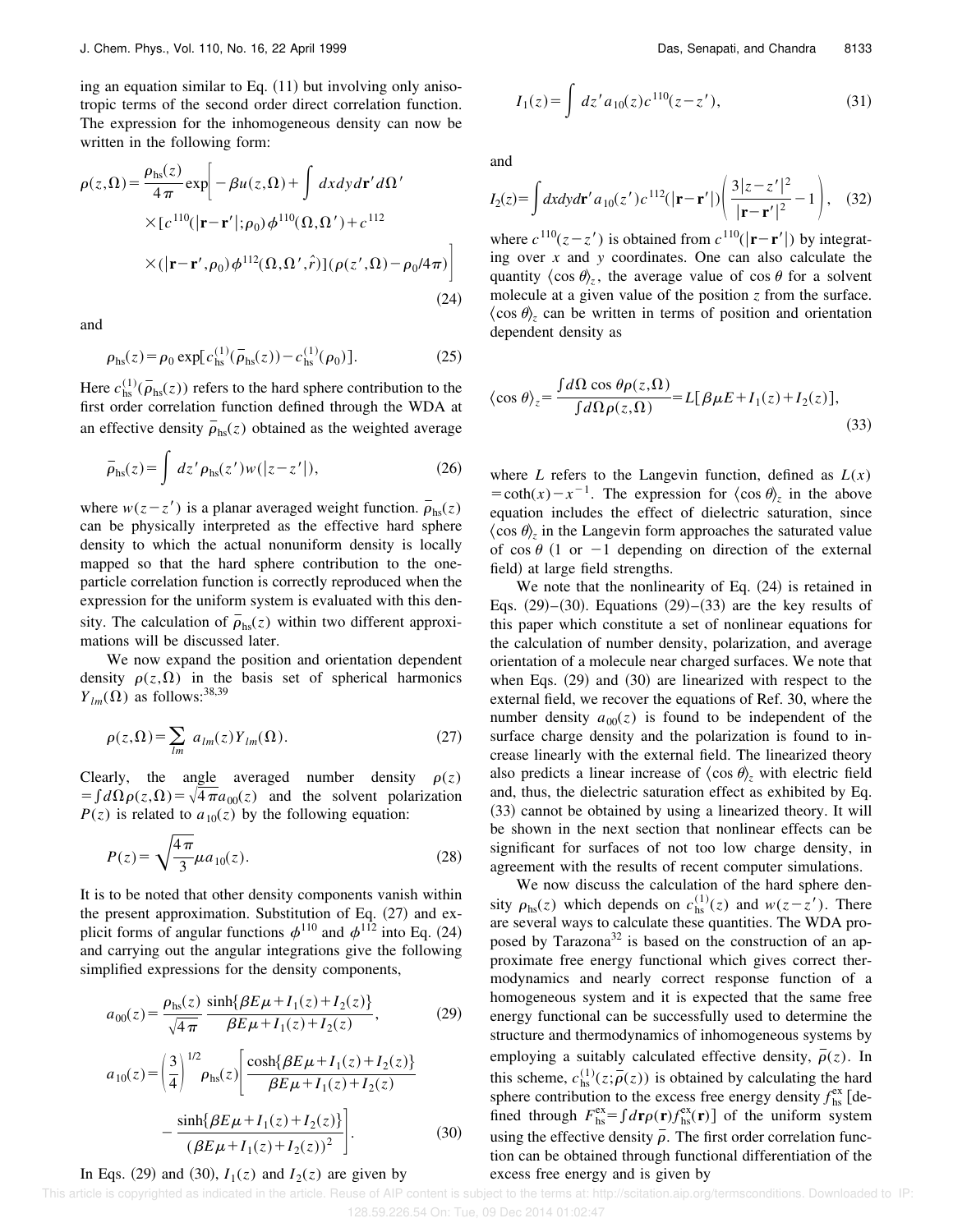ing an equation similar to Eq. (11) but involving only anisotropic terms of the second order direct correlation function. The expression for the inhomogeneous density can now be written in the following form:

$$\rho(z,\Omega)=\frac{\rho_{\rm hs}(z)}{4\pi}\exp\bigg[-\beta u(z,\Omega)+\int dx dy d\mathbf{r}' d\Omega' \times[c^{110}(|\mathbf{r}-\mathbf{r}'|;\rho_0)\phi^{110}(\Omega,\Omega')+c^{112}(|\mathbf{r}-\mathbf{r}'|,\rho_0)\phi^{112}(\Omega,\Omega',\hat{r})](\rho(z',\Omega)-\rho_0/4\pi)\bigg] \tag{24}$$

and

$$\rho_{\rm hs}(z)=\rho_0\exp[c_{\rm hs}^{(1)}(\bar{\rho}_{\rm hs}(z))-c_{\rm hs}^{(1)}(\rho_0)]. \tag{25}$$

Here $c_{\rm hs}^{(1)}(\bar{\rho}_{\rm hs}(z))$ refers to the hard sphere contribution to the first order correlation function defined through the WDA at an effective density $\bar{\rho}_{\rm hs}(z)$ obtained as the weighted average

$$\bar{\rho}_{\rm hs}(z)=\int dz'\rho_{\rm hs}(z')w(|z-z'|), \tag{26}$$

where $w(z-z')$ is a planar averaged weight function. $\bar{\rho}_{\rm hs}(z)$ can be physically interpreted as the effective hard sphere density to which the actual nonuniform density is locally mapped so that the hard sphere contribution to the one-particle correlation function is correctly reproduced when the expression for the uniform system is evaluated with this density. The calculation of $\bar{\rho}_{\rm hs}(z)$ within two different approximations will be discussed later.

We now expand the position and orientation dependent density $\rho(z,\Omega)$ in the basis set of spherical harmonics $Y_{lm}(\Omega)$ as follows:[38,39]

$$\rho(z,\Omega)=\sum_{lm} a_{lm}(z)Y_{lm}(\Omega). \tag{27}$$

Clearly, the angle averaged number density $\rho(z)=\int d\Omega\rho(z,\Omega)=\sqrt{4\pi}a_{00}(z)$ and the solvent polarization $P(z)$ is related to $a_{10}(z)$ by the following equation:

$$P(z)=\sqrt{\frac{4\pi}{3}}\mu a_{10}(z). \tag{28}$$

It is to be noted that other density components vanish within the present approximation. Substitution of Eq. (27) and explicit forms of angular functions $\phi^{110}$ and $\phi^{112}$ into Eq. (24) and carrying out the angular integrations give the following simplified expressions for the density components,

$$a_{00}(z)=\frac{\rho_{\rm hs}(z)}{\sqrt{4\pi}}\frac{\sinh\{\beta E\mu+I_1(z)+I_2(z)\}}{\beta E\mu+I_1(z)+I_2(z)}, \tag{29}$$

$$a_{10}(z)=\left(\frac{3}{4}\right)^{1/2}\rho_{\rm hs}(z)\left[\frac{\cosh\{\beta E\mu+I_1(z)+I_2(z)\}}{\beta E\mu+I_1(z)+I_2(z)}-\frac{\sinh\{\beta E\mu+I_1(z)+I_2(z)\}}{(\beta E\mu+I_1(z)+I_2(z))^2}\right]. \tag{30}$$

In Eqs. (29) and (30), $I_1(z)$ and $I_2(z)$ are given by

$$I_1(z)=\int dz' a_{10}(z)c^{110}(z-z'), \tag{31}$$

and

$$I_2(z)=\int dx dy d\mathbf{r}' a_{10}(z')c^{112}(|\mathbf{r}-\mathbf{r}'|)\left(\frac{3|z-z'|^2}{|\mathbf{r}-\mathbf{r}'|^2}-1\right), \tag{32}$$

where $c^{110}(z-z')$ is obtained from $c^{110}(|\mathbf{r}-\mathbf{r}'|)$ by integrating over $x$ and $y$ coordinates. One can also calculate the quantity $\langle\cos\theta\rangle_z$, the average value of $\cos\theta$ for a solvent molecule at a given value of the position $z$ from the surface. $\langle\cos\theta\rangle_z$ can be written in terms of position and orientation dependent density as

$$\langle\cos\theta\rangle_z=\frac{\int d\Omega\cos\theta\rho(z,\Omega)}{\int d\Omega\rho(z,\Omega)}=L[\beta\mu E+I_1(z)+I_2(z)], \tag{33}$$

where $L$ refers to the Langevin function, defined as $L(x)=\coth(x)-x^{-1}$. The expression for $\langle\cos\theta\rangle_z$ in the above equation includes the effect of dielectric saturation, since $\langle\cos\theta\rangle_z$ in the Langevin form approaches the saturated value of $\cos\theta$ (1 or $-1$ depending on direction of the external field) at large field strengths.

We note that the nonlinearity of Eq. (24) is retained in Eqs. (29)–(30). Equations (29)–(33) are the key results of this paper which constitute a set of nonlinear equations for the calculation of number density, polarization, and average orientation of a molecule near charged surfaces. We note that when Eqs. (29) and (30) are linearized with respect to the external field, we recover the equations of Ref. 30, where the number density $a_{00}(z)$ is found to be independent of the surface charge density and the polarization is found to increase linearly with the external field. The linearized theory also predicts a linear increase of $\langle\cos\theta\rangle_z$ with electric field and, thus, the dielectric saturation effect as exhibited by Eq. (33) cannot be obtained by using a linearized theory. It will be shown in the next section that nonlinear effects can be significant for surfaces of not too low charge density, in agreement with the results of recent computer simulations.

We now discuss the calculation of the hard sphere density $\rho_{\rm hs}(z)$ which depends on $c_{\rm hs}^{(1)}(z)$ and $w(z-z')$. There are several ways to calculate these quantities. The WDA proposed by Tarazona[32] is based on the construction of an approximate free energy functional which gives correct thermodynamics and nearly correct response function of a homogeneous system and it is expected that the same free energy functional can be successfully used to determine the structure and thermodynamics of inhomogeneous systems by employing a suitably calculated effective density, $\bar{\rho}(z)$. In this scheme, $c_{\rm hs}^{(1)}(z;\bar{\rho}(z))$ is obtained by calculating the hard sphere contribution to the excess free energy density $f_{\rm hs}^{\rm ex}$ [defined through $F_{\rm hs}^{\rm ex}=\int d\mathbf{r}\rho(\mathbf{r})f_{\rm hs}^{\rm ex}(\mathbf{r})$] of the uniform system using the effective density $\bar{\rho}$. The first order correlation function can be obtained through functional differentiation of the excess free energy and is given by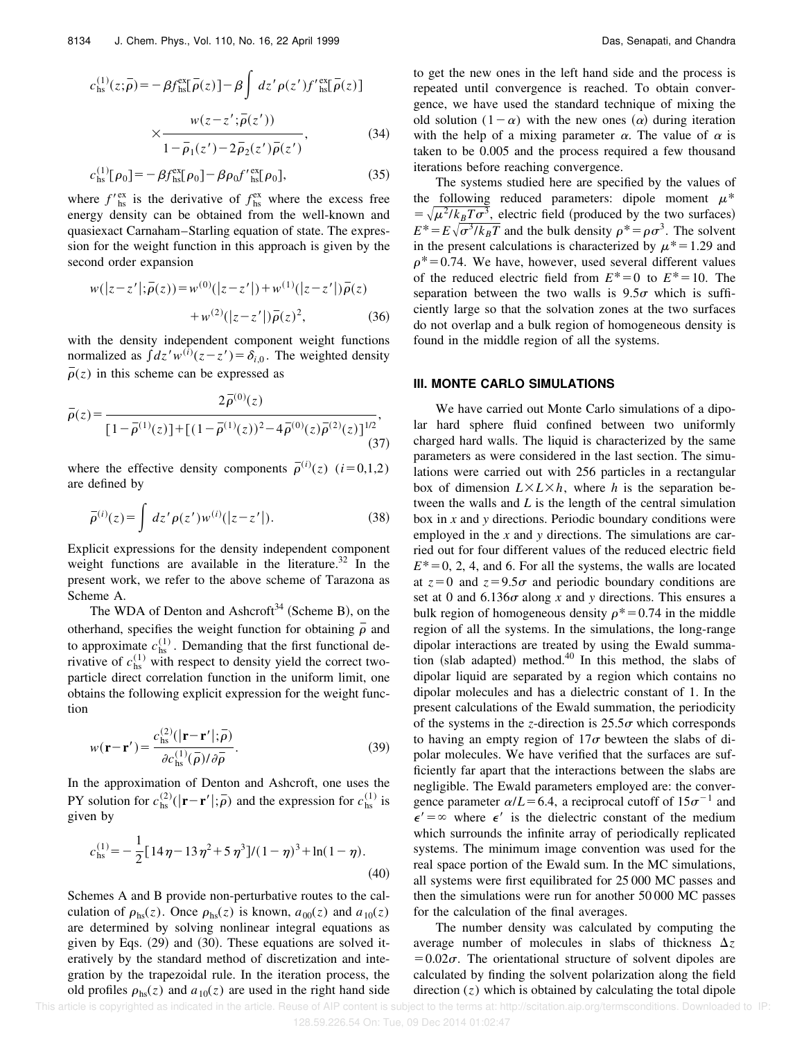$$c_{\rm hs}^{(1)}(z;\bar{\rho}) = -\beta f_{\rm hs}^{\rm ex}[\bar{\rho}(z)] - \beta \int dz' \rho(z') f'^{\rm ex}_{\rm hs}[\bar{\rho}(z)] \times \frac{w(z-z';\bar{\rho}(z'))}{1-\bar{\rho}_1(z')-2\bar{\rho}_2(z')\bar{\rho}(z')}, \tag{34}$$

$$c_{\rm hs}^{(1)}[\rho_0] = -\beta f_{\rm hs}^{\rm ex}[\rho_0] - \beta \rho_0 f'^{\rm ex}_{\rm hs}[\rho_0], \tag{35}$$

where $f'^{\rm ex}_{\rm hs}$ is the derivative of $f_{\rm hs}^{\rm ex}$ where the excess free energy density can be obtained from the well-known and quasiexact Carnaham–Starling equation of state. The expression for the weight function in this approach is given by the second order expansion

$$w(|z-z'|;\bar{\rho}(z)) = w^{(0)}(|z-z'|) + w^{(1)}(|z-z'|)\bar{\rho}(z) + w^{(2)}(|z-z'|)\bar{\rho}(z)^2, \tag{36}$$

with the density independent component weight functions normalized as $\int dz' w^{(i)}(z-z') = \delta_{i,0}$. The weighted density $\bar{\rho}(z)$ in this scheme can be expressed as

$$\bar{\rho}(z) = \frac{2\bar{\rho}^{(0)}(z)}{[1-\bar{\rho}^{(1)}(z)] + [(1-\bar{\rho}^{(1)}(z))^2 - 4\bar{\rho}^{(0)}(z)\bar{\rho}^{(2)}(z)]^{1/2}}, \tag{37}$$

where the effective density components $\bar{\rho}^{(i)}(z)$ $(i=0,1,2)$ are defined by

$$\bar{\rho}^{(i)}(z) = \int dz' \rho(z') w^{(i)}(|z-z'|). \tag{38}$$

Explicit expressions for the density independent component weight functions are available in the literature.[32] In the present work, we refer to the above scheme of Tarazona as Scheme A.

The WDA of Denton and Ashcroft[34] (Scheme B), on the otherhand, specifies the weight function for obtaining $\bar{\rho}$ and to approximate $c_{\rm hs}^{(1)}$. Demanding that the first functional derivative of $c_{\rm hs}^{(1)}$ with respect to density yield the correct two-particle direct correlation function in the uniform limit, one obtains the following explicit expression for the weight function

$$w(\mathbf{r}-\mathbf{r}') = \frac{c_{\rm hs}^{(2)}(|\mathbf{r}-\mathbf{r}'|;\bar{\rho})}{\partial c_{\rm hs}^{(1)}(\bar{\rho})/\partial \bar{\rho}}. \tag{39}$$

In the approximation of Denton and Ashcroft, one uses the PY solution for $c_{\rm hs}^{(2)}(|\mathbf{r}-\mathbf{r}'|;\bar{\rho})$ and the expression for $c_{\rm hs}^{(1)}$ is given by

$$c_{\rm hs}^{(1)} = -\frac{1}{2}[14\eta - 13\eta^2 + 5\eta^3]/(1-\eta)^3 + \ln(1-\eta). \tag{40}$$

Schemes A and B provide non-perturbative routes to the calculation of $\rho_{\rm hs}(z)$. Once $\rho_{\rm hs}(z)$ is known, $a_{00}(z)$ and $a_{10}(z)$ are determined by solving nonlinear integral equations as given by Eqs. (29) and (30). These equations are solved iteratively by the standard method of discretization and integration by the trapezoidal rule. In the iteration process, the old profiles $\rho_{\rm hs}(z)$ and $a_{10}(z)$ are used in the right hand side to get the new ones in the left hand side and the process is repeated until convergence is reached. To obtain convergence, we have used the standard technique of mixing the old solution $(1-\alpha)$ with the new ones $(\alpha)$ during iteration with the help of a mixing parameter $\alpha$. The value of $\alpha$ is taken to be 0.005 and the process required a few thousand iterations before reaching convergence.

The systems studied here are specified by the values of the following reduced parameters: dipole moment $\mu^* = \sqrt{\mu^2/k_BT\sigma^3}$, electric field (produced by the two surfaces) $E^* = E\sqrt{\sigma^3/k_BT}$ and the bulk density $\rho^* = \rho\sigma^3$. The solvent in the present calculations is characterized by $\mu^* = 1.29$ and $\rho^* = 0.74$. We have, however, used several different values of the reduced electric field from $E^* = 0$ to $E^* = 10$. The separation between the two walls is $9.5\sigma$ which is sufficiently large so that the solvation zones at the two surfaces do not overlap and a bulk region of homogeneous density is found in the middle region of all the systems.

## III. MONTE CARLO SIMULATIONS

We have carried out Monte Carlo simulations of a dipolar hard sphere fluid confined between two uniformly charged hard walls. The liquid is characterized by the same parameters as were considered in the last section. The simulations were carried out with 256 particles in a rectangular box of dimension $L \times L \times h$, where $h$ is the separation between the walls and $L$ is the length of the central simulation box in $x$ and $y$ directions. Periodic boundary conditions were employed in the $x$ and $y$ directions. The simulations are carried out for four different values of the reduced electric field $E^* = 0$, 2, 4, and 6. For all the systems, the walls are located at $z = 0$ and $z = 9.5\sigma$ and periodic boundary conditions are set at 0 and $6.136\sigma$ along $x$ and $y$ directions. This ensures a bulk region of homogeneous density $\rho^* = 0.74$ in the middle region of all the systems. In the simulations, the long-range dipolar interactions are treated by using the Ewald summation (slab adapted) method.[40] In this method, the slabs of dipolar liquid are separated by a region which contains no dipolar molecules and has a dielectric constant of 1. In the present calculations of the Ewald summation, the periodicity of the systems in the $z$-direction is $25.5\sigma$ which corresponds to having an empty region of $17\sigma$ bewteen the slabs of dipolar molecules. We have verified that the surfaces are sufficiently far apart that the interactions between the slabs are negligible. The Ewald parameters employed are: the convergence parameter $\alpha/L = 6.4$, a reciprocal cutoff of $15\sigma^{-1}$ and $\epsilon' = \infty$ where $\epsilon'$ is the dielectric constant of the medium which surrounds the infinite array of periodically replicated systems. The minimum image convention was used for the real space portion of the Ewald sum. In the MC simulations, all systems were first equilibrated for 25 000 MC passes and then the simulations were run for another 50 000 MC passes for the calculation of the final averages.

The number density was calculated by computing the average number of molecules in slabs of thickness $\Delta z = 0.02\sigma$. The orientational structure of solvent dipoles are calculated by finding the solvent polarization along the field direction ($z$) which is obtained by calculating the total dipole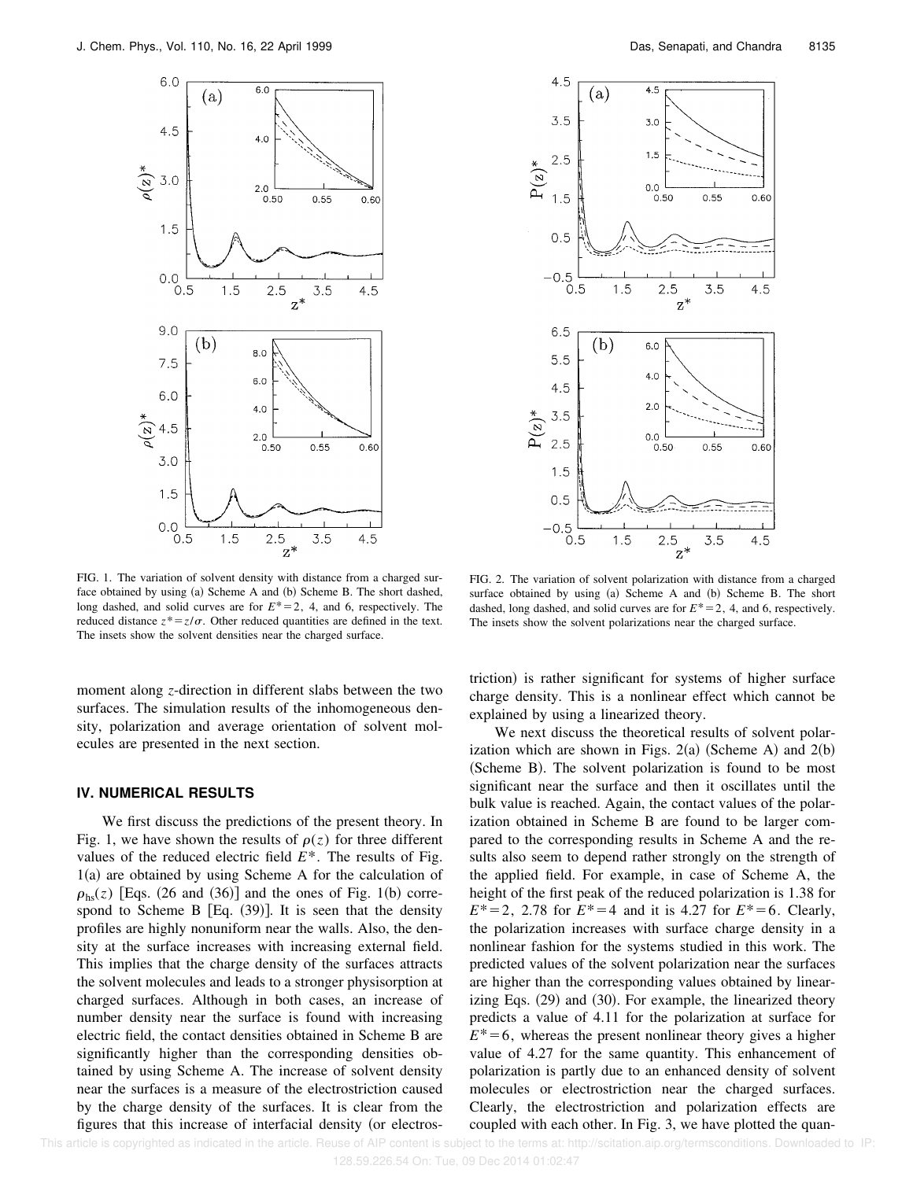FIG. 1. The variation of solvent density with distance from a charged surface obtained by using (a) Scheme A and (b) Scheme B. The short dashed, long dashed, and solid curves are for $E^*=2$, 4, and 6, respectively. The reduced distance $z^*=z/\sigma$. Other reduced quantities are defined in the text. The insets show the solvent densities near the charged surface.

FIG. 2. The variation of solvent polarization with distance from a charged surface obtained by using (a) Scheme A and (b) Scheme B. The short dashed, long dashed, and solid curves are for $E^*=2$, 4, and 6, respectively. The insets show the solvent polarizations near the charged surface.

moment along $z$-direction in different slabs between the two surfaces. The simulation results of the inhomogeneous density, polarization and average orientation of solvent molecules are presented in the next section.

## IV. NUMERICAL RESULTS

We first discuss the predictions of the present theory. In Fig. 1, we have shown the results of $\rho(z)$ for three different values of the reduced electric field $E^*$. The results of Fig. 1(a) are obtained by using Scheme A for the calculation of $\rho_{hs}(z)$ [Eqs. (26 and (36)] and the ones of Fig. 1(b) correspond to Scheme B [Eq. (39)]. It is seen that the density profiles are highly nonuniform near the walls. Also, the density at the surface increases with increasing external field. This implies that the charge density of the surfaces attracts the solvent molecules and leads to a stronger physisorption at charged surfaces. Although in both cases, an increase of number density near the surface is found with increasing electric field, the contact densities obtained in Scheme B are significantly higher than the corresponding densities obtained by using Scheme A. The increase of solvent density near the surfaces is a measure of the electrostriction caused by the charge density of the surfaces. It is clear from the figures that this increase of interfacial density (or electrostriction) is rather significant for systems of higher surface charge density. This is a nonlinear effect which cannot be explained by using a linearized theory.

We next discuss the theoretical results of solvent polarization which are shown in Figs. 2(a) (Scheme A) and 2(b) (Scheme B). The solvent polarization is found to be most significant near the surface and then it oscillates until the bulk value is reached. Again, the contact values of the polarization obtained in Scheme B are found to be larger compared to the corresponding results in Scheme A and the results also seem to depend rather strongly on the strength of the applied field. For example, in case of Scheme A, the height of the first peak of the reduced polarization is 1.38 for $E^*=2$, 2.78 for $E^*=4$ and it is 4.27 for $E^*=6$. Clearly, the polarization increases with surface charge density in a nonlinear fashion for the systems studied in this work. The predicted values of the solvent polarization near the surfaces are higher than the corresponding values obtained by linearizing Eqs. (29) and (30). For example, the linearized theory predicts a value of 4.11 for the polarization at surface for $E^*=6$, whereas the present nonlinear theory gives a higher value of 4.27 for the same quantity. This enhancement of polarization is partly due to an enhanced density of solvent molecules or electrostriction near the charged surfaces. Clearly, the electrostriction and polarization effects are coupled with each other. In Fig. 3, we have plotted the quan-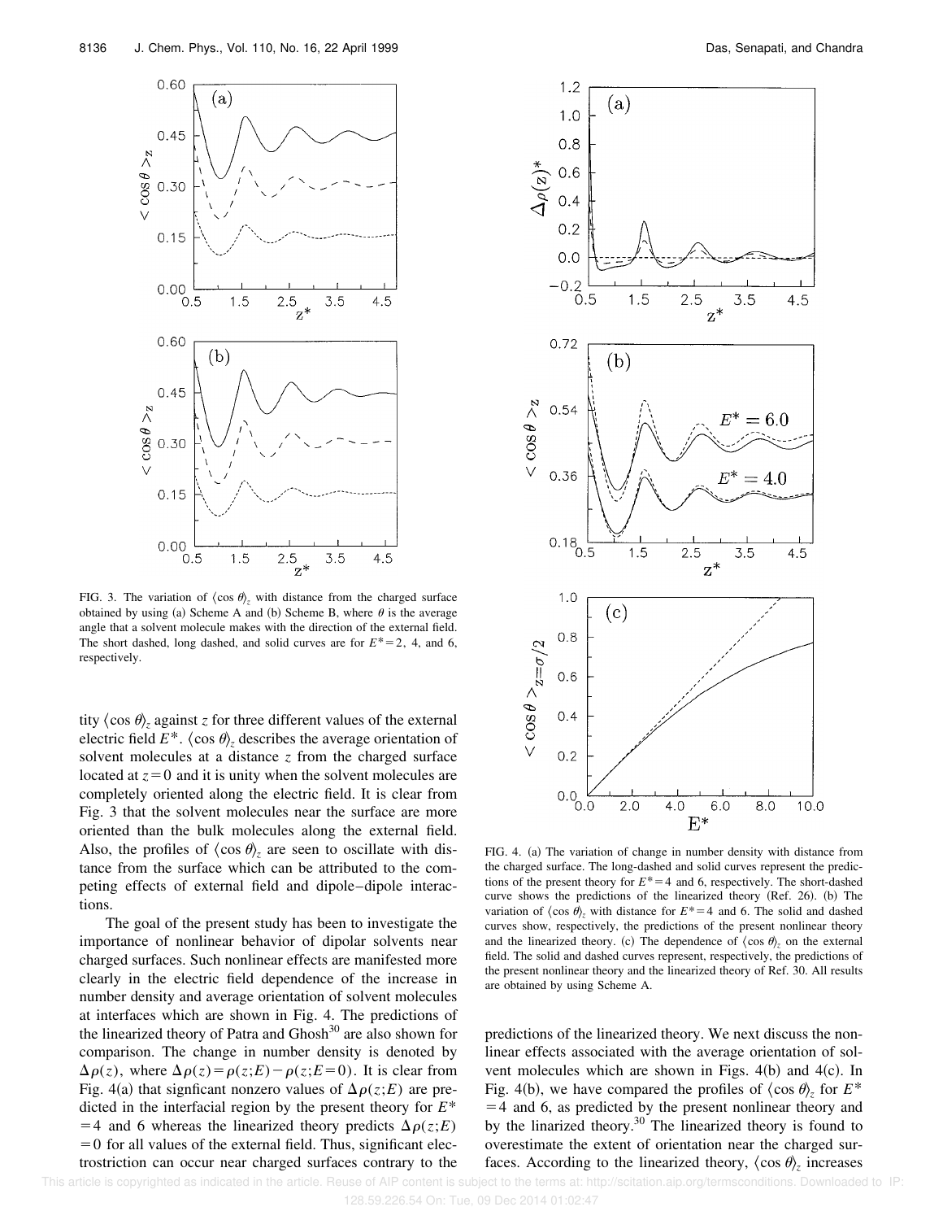FIG. 3. The variation of $\langle \cos\theta \rangle_z$ with distance from the charged surface obtained by using (a) Scheme A and (b) Scheme B, where $\theta$ is the average angle that a solvent molecule makes with the direction of the external field. The short dashed, long dashed, and solid curves are for $E^*=2$, 4, and 6, respectively.

tity $\langle \cos\theta \rangle_z$ against $z$ for three different values of the external electric field $E^*$. $\langle \cos\theta \rangle_z$ describes the average orientation of solvent molecules at a distance $z$ from the charged surface located at $z=0$ and it is unity when the solvent molecules are completely oriented along the electric field. It is clear from Fig. 3 that the solvent molecules near the surface are more oriented than the bulk molecules along the external field. Also, the profiles of $\langle \cos\theta \rangle_z$ are seen to oscillate with distance from the surface which can be attributed to the competing effects of external field and dipole–dipole interactions.

The goal of the present study has been to investigate the importance of nonlinear behavior of dipolar solvents near charged surfaces. Such nonlinear effects are manifested more clearly in the electric field dependence of the increase in number density and average orientation of solvent molecules at interfaces which are shown in Fig. 4. The predictions of the linearized theory of Patra and Ghosh[30] are also shown for comparison. The change in number density is denoted by $\Delta\rho(z)$, where $\Delta\rho(z)=\rho(z;E)-\rho(z;E=0)$. It is clear from Fig. 4(a) that signficant nonzero values of $\Delta\rho(z;E)$ are predicted in the interfacial region by the present theory for $E^*=4$ and 6 whereas the linearized theory predicts $\Delta\rho(z;E)=0$ for all values of the external field. Thus, significant electrostriction can occur near charged surfaces contrary to the

FIG. 4. (a) The variation of change in number density with distance from the charged surface. The long-dashed and solid curves represent the predictions of the present theory for $E^*=4$ and 6, respectively. The short-dashed curve shows the predictions of the linearized theory (Ref. 26). (b) The variation of $\langle \cos\theta \rangle_z$ with distance for $E^*=4$ and 6. The solid and dashed curves show, respectively, the predictions of the present nonlinear theory and the linearized theory. (c) The dependence of $\langle \cos\theta \rangle_z$ on the external field. The solid and dashed curves represent, respectively, the predictions of the present nonlinear theory and the linearized theory of Ref. 30. All results are obtained by using Scheme A.

predictions of the linearized theory. We next discuss the nonlinear effects associated with the average orientation of solvent molecules which are shown in Figs. 4(b) and 4(c). In Fig. 4(b), we have compared the profiles of $\langle \cos\theta \rangle_z$ for $E^*=4$ and 6, as predicted by the present nonlinear theory and by the linarized theory.[30] The linearized theory is found to overestimate the extent of orientation near the charged surfaces. According to the linearized theory, $\langle \cos\theta \rangle_z$ increases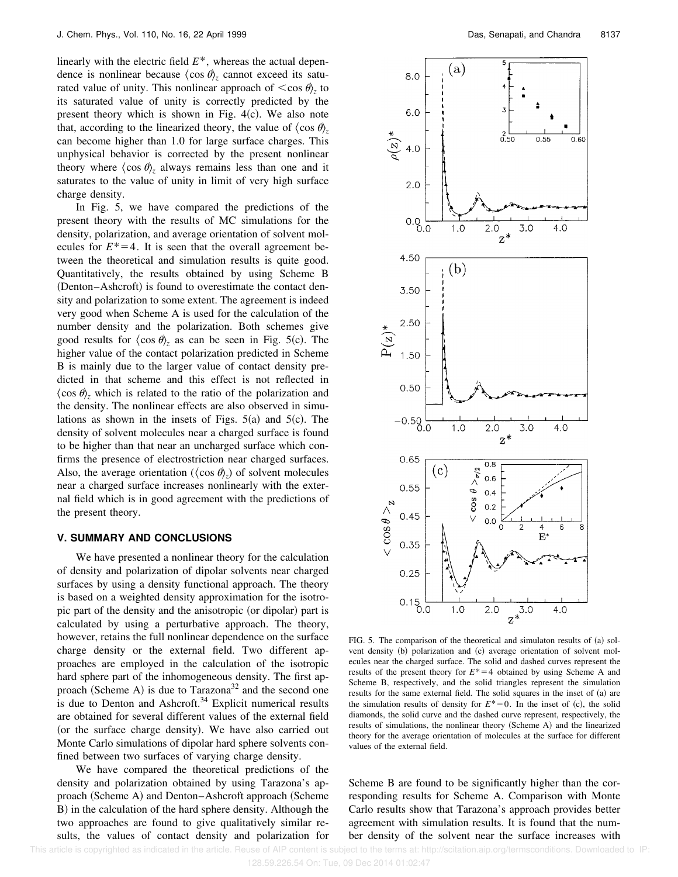linearly with the electric field $E^*$, whereas the actual dependence is nonlinear because $\langle \cos\theta \rangle_z$ cannot exceed its saturated value of unity. This nonlinear approach of $\langle \cos\theta \rangle_z$ to its saturated value of unity is correctly predicted by the present theory which is shown in Fig. 4(c). We also note that, according to the linearized theory, the value of $\langle \cos\theta \rangle_z$ can become higher than 1.0 for large surface charges. This unphysical behavior is corrected by the present nonlinear theory where $\langle \cos\theta \rangle_z$ always remains less than one and it saturates to the value of unity in limit of very high surface charge density.

In Fig. 5, we have compared the predictions of the present theory with the results of MC simulations for the density, polarization, and average orientation of solvent molecules for $E^*=4$. It is seen that the overall agreement between the theoretical and simulation results is quite good. Quantitatively, the results obtained by using Scheme B (Denton–Ashcroft) is found to overestimate the contact density and polarization to some extent. The agreement is indeed very good when Scheme A is used for the calculation of the number density and the polarization. Both schemes give good results for $\langle \cos\theta \rangle_z$ as can be seen in Fig. 5(c). The higher value of the contact polarization predicted in Scheme B is mainly due to the larger value of contact density predicted in that scheme and this effect is not reflected in $\langle \cos\theta \rangle_z$ which is related to the ratio of the polarization and the density. The nonlinear effects are also observed in simulations as shown in the insets of Figs. 5(a) and 5(c). The density of solvent molecules near a charged surface is found to be higher than that near an uncharged surface which confirms the presence of electrostriction near charged surfaces. Also, the average orientation ($\langle \cos\theta \rangle_z$) of solvent molecules near a charged surface increases nonlinearly with the external field which is in good agreement with the predictions of the present theory.

## V. SUMMARY AND CONCLUSIONS

We have presented a nonlinear theory for the calculation of density and polarization of dipolar solvents near charged surfaces by using a density functional approach. The theory is based on a weighted density approximation for the isotropic part of the density and the anisotropic (or dipolar) part is calculated by using a perturbative approach. The theory, however, retains the full nonlinear dependence on the surface charge density or the external field. Two different approaches are employed in the calculation of the isotropic hard sphere part of the inhomogeneous density. The first approach (Scheme A) is due to Tarazona[32] and the second one is due to Denton and Ashcroft.[34] Explicit numerical results are obtained for several different values of the external field (or the surface charge density). We have also carried out Monte Carlo simulations of dipolar hard sphere solvents confined between two surfaces of varying charge density.

We have compared the theoretical predictions of the density and polarization obtained by using Tarazona's approach (Scheme A) and Denton–Ashcroft approach (Scheme B) in the calculation of the hard sphere density. Although the two approaches are found to give qualitatively similar results, the values of contact density and polarization for Scheme B are found to be significantly higher than the corresponding results for Scheme A. Comparison with Monte Carlo results show that Tarazona's approach provides better agreement with simulation results. It is found that the number density of the solvent near the surface increases with

(a)
$\rho(z)^*$
8.0
6.0
4.0
2.0
0.0
0.0 1.0 2.0 3.0 4.0
$z^*$
5
4
3
2
0.50 0.55 0.60

(b)
$P(z)^*$
4.50
3.50
2.50
1.50
0.50
−0.50
0.0 1.0 2.0 3.0 4.0
$z^*$

(c)
$<\cos\theta>_z$
0.65
0.55
0.45
0.35
0.25
0.15
0.0 1.0 2.0 3.0 4.0
$z^*$
$<\cos\theta>_{\sigma/2}$
0.8
0.6
0.4
0.2
0.0
0 2 4 6 8
$E^*$

FIG. 5. The comparison of the theoretical and simulaton results of (a) solvent density (b) polarization and (c) average orientation of solvent molecules near the charged surface. The solid and dashed curves represent the results of the present theory for $E^*=4$ obtained by using Scheme A and Scheme B, respectively, and the solid triangles represent the simulation results for the same external field. The solid squares in the inset of (a) are the simulation results of density for $E^*=0$. In the inset of (c), the solid diamonds, the solid curve and the dashed curve represent, respectively, the results of simulations, the nonlinear theory (Scheme A) and the linearized theory for the average orientation of molecules at the surface for different values of the external field.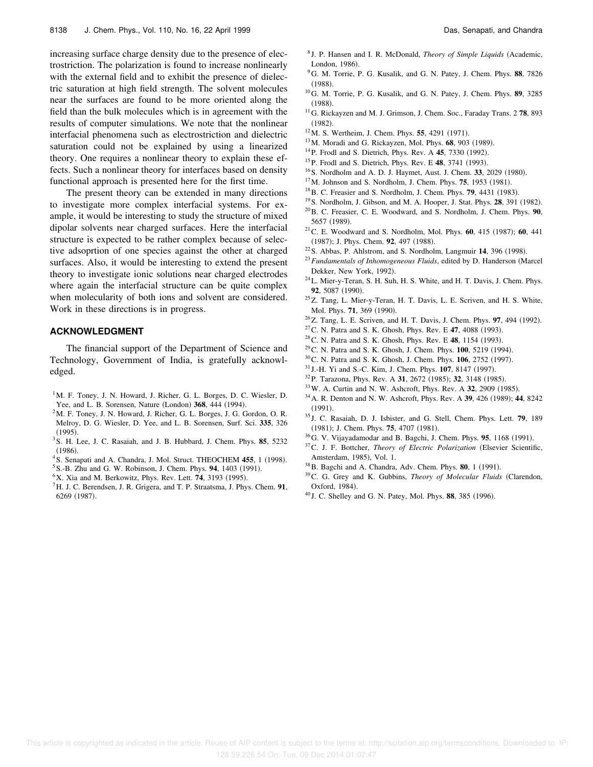increasing surface charge density due to the presence of electrostriction. The polarization is found to increase nonlinearly with the external field and to exhibit the presence of dielectric saturation at high field strength. The solvent molecules near the surfaces are found to be more oriented along the field than the bulk molecules which is in agreement with the results of computer simulations. We note that the nonlinear interfacial phenomena such as electrostriction and dielectric saturation could not be explained by using a linearized theory. One requires a nonlinear theory to explain these effects. Such a nonlinear theory for interfaces based on density functional approach is presented here for the first time.

The present theory can be extended in many directions to investigate more complex interfacial systems. For example, it would be interesting to study the structure of mixed dipolar solvents near charged surfaces. Here the interfacial structure is expected to be rather complex because of selective adsoprtion of one species against the other at charged surfaces. Also, it would be interesting to extend the present theory to investigate ionic solutions near charged electrodes where again the interfacial structure can be quite complex when molecularity of both ions and solvent are considered. Work in these directions is in progress.

## ACKNOWLEDGMENT

The financial support of the Department of Science and Technology, Government of India, is gratefully acknowledged.

[1] M. F. Toney, J. N. Howard, J. Richer, G. L. Borges, D. C. Wiesler, D. Yee, and L. B. Sorensen, Nature (London) **368**, 444 (1994).
[2] M. F. Toney, J. N. Howard, J. Richer, G. L. Borges, J. G. Gordon, O. R. Melroy, D. G. Wiesler, D. Yee, and L. B. Sorensen, Surf. Sci. **335**, 326 (1995).
[3] S. H. Lee, J. C. Rasaiah, and J. B. Hubbard, J. Chem. Phys. **85**, 5232 (1986).
[4] S. Senapati and A. Chandra, J. Mol. Struct. THEOCHEM **455**, 1 (1998).
[5] S.-B. Zhu and G. W. Robinson, J. Chem. Phys. **94**, 1403 (1991).
[6] X. Xia and M. Berkowitz, Phys. Rev. Lett. **74**, 3193 (1995).
[7] H. J. C. Berendsen, J. R. Grigera, and T. P. Straatsma, J. Phys. Chem. **91**, 6269 (1987).
[8] J. P. Hansen and I. R. McDonald, *Theory of Simple Liquids* (Academic, London, 1986).
[9] G. M. Torrie, P. G. Kusalik, and G. N. Patey, J. Chem. Phys. **88**, 7826 (1988).
[10] G. M. Torrie, P. G. Kusalik, and G. N. Patey, J. Chem. Phys. **89**, 3285 (1988).
[11] G. Rickayzen and M. J. Grimson, J. Chem. Soc., Faraday Trans. 2 **78**, 893 (1982).
[12] M. S. Wertheim, J. Chem. Phys. **55**, 4291 (1971).
[13] M. Moradi and G. Rickayzen, Mol. Phys. **68**, 903 (1989).
[14] P. Frodl and S. Dietrich, Phys. Rev. A **45**, 7330 (1992).
[15] P. Frodl and S. Dietrich, Phys. Rev. E **48**, 3741 (1993).
[16] S. Nordholm and A. D. J. Haymet, Aust. J. Chem. **33**, 2029 (1980).
[17] M. Johnson and S. Nordholm, J. Chem. Phys. **75**, 1953 (1981).
[18] B. C. Freasier and S. Nordholm, J. Chem. Phys. **79**, 4431 (1983).
[19] S. Nordholm, J. Gibson, and M. A. Hooper, J. Stat. Phys. **28**, 391 (1982).
[20] B. C. Freasier, C. E. Woodward, and S. Nordholm, J. Chem. Phys. **90**, 5657 (1989).
[21] C. E. Woodward and S. Nordholm, Mol. Phys. **60**, 415 (1987); **60**, 441 (1987); J. Phys. Chem. **92**, 497 (1988).
[22] S. Abbas, P. Ahlstrom, and S. Nordholm, Langmuir **14**, 396 (1998).
[23] *Fundamentals of Inhomogeneous Fluids*, edited by D. Handerson (Marcel Dekker, New York, 1992).
[24] L. Mier-y-Teran, S. H. Suh, H. S. White, and H. T. Davis, J. Chem. Phys. **92**, 5087 (1990).
[25] Z. Tang, L. Mier-y-Teran, H. T. Davis, L. E. Scriven, and H. S. White, Mol. Phys. **71**, 369 (1990).
[26] Z. Tang, L. E. Scriven, and H. T. Davis, J. Chem. Phys. **97**, 494 (1992).
[27] C. N. Patra and S. K. Ghosh, Phys. Rev. E **47**, 4088 (1993).
[28] C. N. Patra and S. K. Ghosh, Phys. Rev. E **48**, 1154 (1993).
[29] C. N. Patra and S. K. Ghosh, J. Chem. Phys. **100**, 5219 (1994).
[30] C. N. Patra and S. K. Ghosh, J. Chem. Phys. **106**, 2752 (1997).
[31] J.-H. Yi and S.-C. Kim, J. Chem. Phys. **107**, 8147 (1997).
[32] P. Tarazona, Phys. Rev. A **31**, 2672 (1985); **32**, 3148 (1985).
[33] W. A. Curtin and N. W. Ashcroft, Phys. Rev. A **32**, 2909 (1985).
[34] A. R. Denton and N. W. Ashcroft, Phys. Rev. A **39**, 426 (1989); **44**, 8242 (1991).
[35] J. C. Rasaiah, D. J. Isbister, and G. Stell, Chem. Phys. Lett. **79**, 189 (1981); J. Chem. Phys. **75**, 4707 (1981).
[36] G. V. Vijayadamodar and B. Bagchi, J. Chem. Phys. **95**, 1168 (1991).
[37] C. J. F. Bottcher, *Theory of Electric Polarization* (Elsevier Scientific, Amsterdam, 1985), Vol. 1.
[38] B. Bagchi and A. Chandra, Adv. Chem. Phys. **80**, 1 (1991).
[39] C. G. Grey and K. Gubbins, *Theory of Molecular Fluids* (Clarendon, Oxford, 1984).
[40] J. C. Shelley and G. N. Patey, Mol. Phys. **88**, 385 (1996).